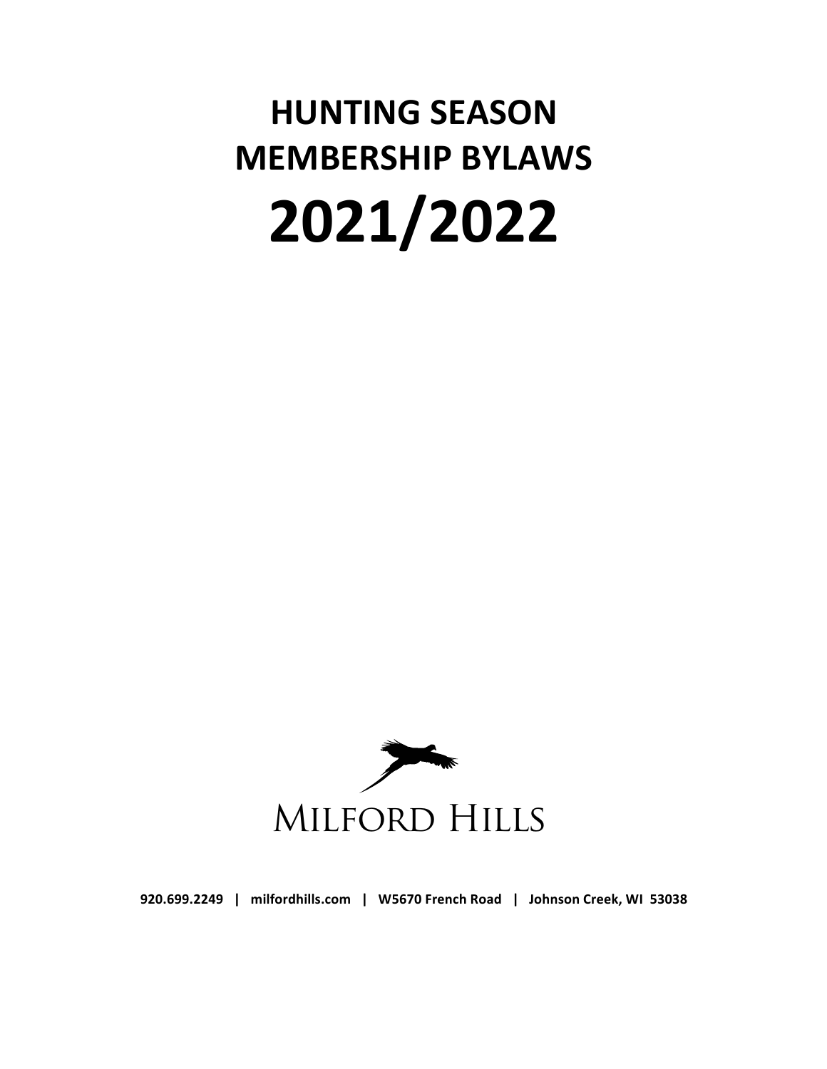# HUNTING SEASON MEMBERSHIP BYLAWS

# 2021/2022

MILFORD HILLS

**920.699.2249 | milfordhills.com | W5670 French Road | Johnson Creek, WI 53038**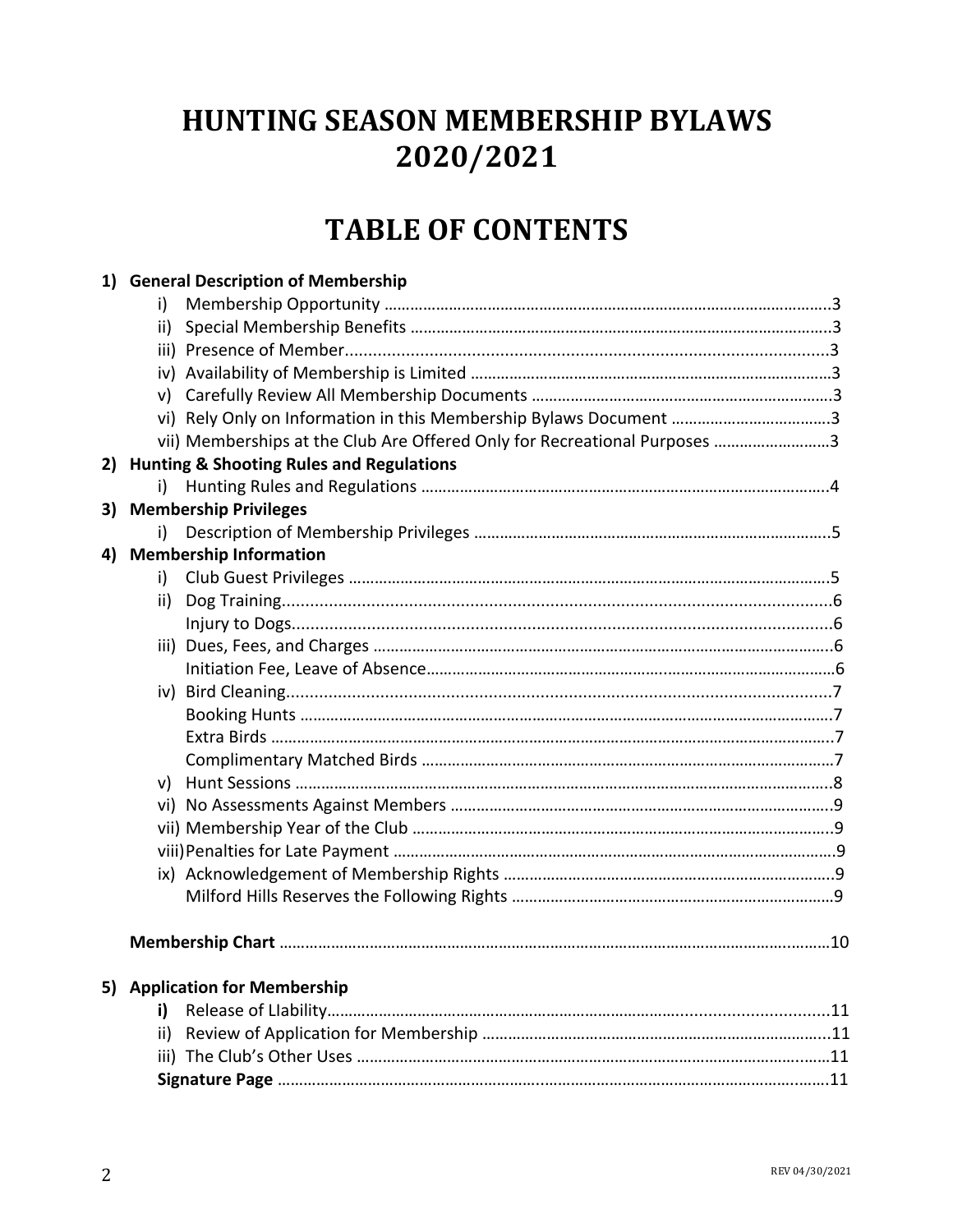# HUNTING SEASON MEMBERSHIP BYLAWS 2020/2021

# TABLE OF CONTENTS

1) **General Description of Membership**
   - i) Membership Opportunity ....................................................................................3
   - ii) Special Membership Benefits ..............................................................................3
   - iii) Presence of Member..........................................................................................3
   - iv) Availability of Membership is Limited ................................................................3
   - v) Carefully Review All Membership Documents ....................................................3
   - vi) Rely Only on Information in this Membership Bylaws Document ......................3
   - vii) Memberships at the Club Are Offered Only for Recreational Purposes ...........3
2) **Hunting & Shooting Rules and Regulations**
   - i) Hunting Rules and Regulations ...........................................................................4
3) **Membership Privileges**
   - i) Description of Membership Privileges ................................................................5
4) **Membership Information**
   - i) Club Guest Privileges ..........................................................................................5
   - ii) Dog Training.......................................................................................................6
     - Injury to Dogs.....................................................................................................6
   - iii) Dues, Fees, and Charges ..................................................................................6
     - Initiation Fee, Leave of Absence.........................................................................6
   - iv) Bird Cleaning......................................................................................................7
     - Booking Hunts ....................................................................................................7
     - Extra Birds .........................................................................................................7
     - Complimentary Matched Birds ...........................................................................7
   - v) Hunt Sessions .....................................................................................................8
   - vi) No Assessments Against Members ....................................................................9
   - vii) Membership Year of the Club ...........................................................................9
   - viii) Penalties for Late Payment ..............................................................................9
   - ix) Acknowledgement of Membership Rights ..........................................................9
     - Milford Hills Reserves the Following Rights ......................................................9

   **Membership Chart** ..............................................................................................10

5) **Application for Membership**
   - **i)** Release of LIability..........................................................................................11
   - ii) Review of Application for Membership .............................................................11
   - iii) The Club's Other Uses ....................................................................................11
   - **Signature Page** ..................................................................................................11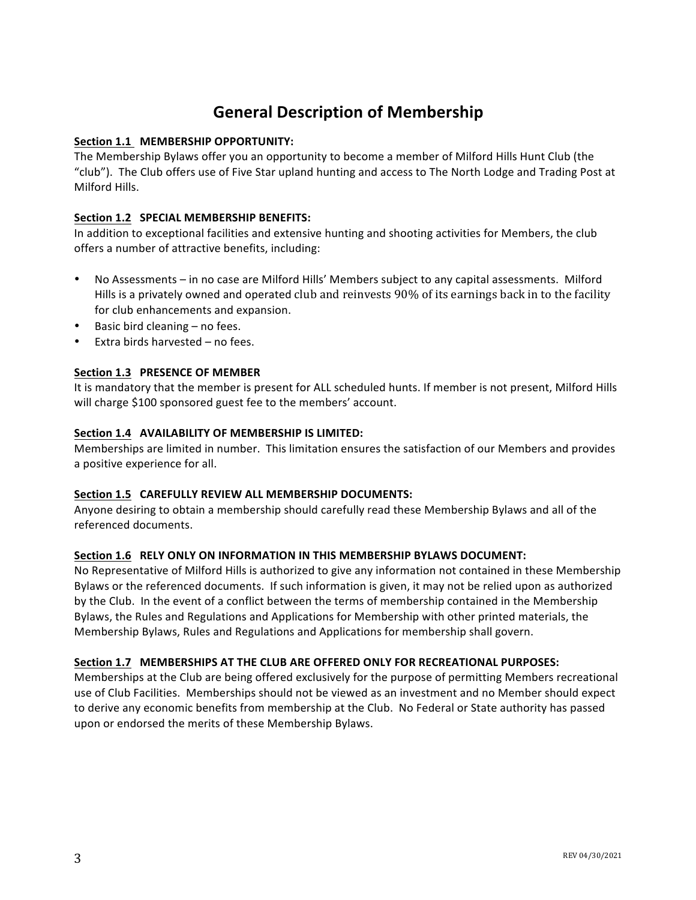# General Description of Membership

**<u>Section 1.1</u> MEMBERSHIP OPPORTUNITY:**
The Membership Bylaws offer you an opportunity to become a member of Milford Hills Hunt Club (the "club"). The Club offers use of Five Star upland hunting and access to The North Lodge and Trading Post at Milford Hills.

**<u>Section 1.2</u> SPECIAL MEMBERSHIP BENEFITS:**
In addition to exceptional facilities and extensive hunting and shooting activities for Members, the club offers a number of attractive benefits, including:

- No Assessments – in no case are Milford Hills' Members subject to any capital assessments. Milford Hills is a privately owned and operated club and reinvests 90% of its earnings back in to the facility for club enhancements and expansion.
- Basic bird cleaning – no fees.
- Extra birds harvested – no fees.

**<u>Section 1.3</u> PRESENCE OF MEMBER**
It is mandatory that the member is present for ALL scheduled hunts. If member is not present, Milford Hills will charge $100 sponsored guest fee to the members' account.

**<u>Section 1.4</u> AVAILABILITY OF MEMBERSHIP IS LIMITED:**
Memberships are limited in number. This limitation ensures the satisfaction of our Members and provides a positive experience for all.

**<u>Section 1.5</u> CAREFULLY REVIEW ALL MEMBERSHIP DOCUMENTS:**
Anyone desiring to obtain a membership should carefully read these Membership Bylaws and all of the referenced documents.

**<u>Section 1.6</u> RELY ONLY ON INFORMATION IN THIS MEMBERSHIP BYLAWS DOCUMENT:**
No Representative of Milford Hills is authorized to give any information not contained in these Membership Bylaws or the referenced documents. If such information is given, it may not be relied upon as authorized by the Club. In the event of a conflict between the terms of membership contained in the Membership Bylaws, the Rules and Regulations and Applications for Membership with other printed materials, the Membership Bylaws, Rules and Regulations and Applications for membership shall govern.

**<u>Section 1.7</u> MEMBERSHIPS AT THE CLUB ARE OFFERED ONLY FOR RECREATIONAL PURPOSES:**
Memberships at the Club are being offered exclusively for the purpose of permitting Members recreational use of Club Facilities. Memberships should not be viewed as an investment and no Member should expect to derive any economic benefits from membership at the Club. No Federal or State authority has passed upon or endorsed the merits of these Membership Bylaws.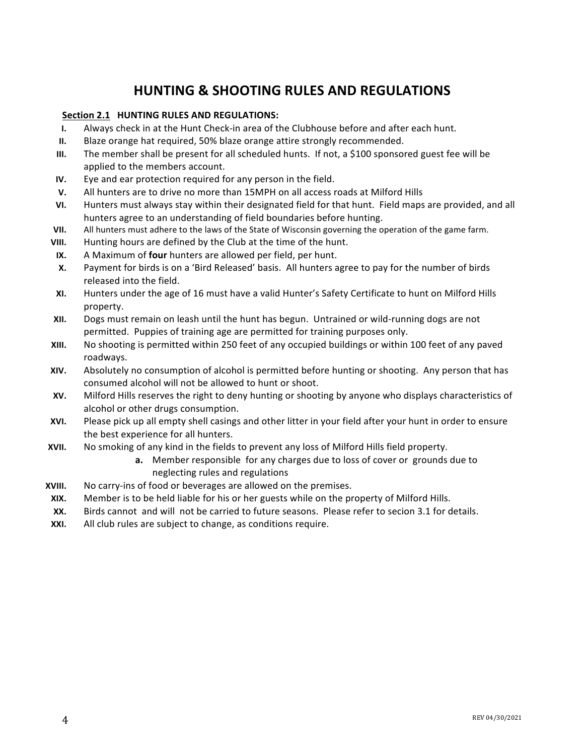# HUNTING & SHOOTING RULES AND REGULATIONS

**Section 2.1 HUNTING RULES AND REGULATIONS:**

- **I.** Always check in at the Hunt Check-in area of the Clubhouse before and after each hunt.
- **II.** Blaze orange hat required, 50% blaze orange attire strongly recommended.
- **III.** The member shall be present for all scheduled hunts. If not, a $100 sponsored guest fee will be applied to the members account.
- **IV.** Eye and ear protection required for any person in the field.
- **V.** All hunters are to drive no more than 15MPH on all access roads at Milford Hills
- **VI.** Hunters must always stay within their designated field for that hunt. Field maps are provided, and all hunters agree to an understanding of field boundaries before hunting.
- **VII.** All hunters must adhere to the laws of the State of Wisconsin governing the operation of the game farm.
- **VIII.** Hunting hours are defined by the Club at the time of the hunt.
- **IX.** A Maximum of **four** hunters are allowed per field, per hunt.
- **X.** Payment for birds is on a 'Bird Released' basis. All hunters agree to pay for the number of birds released into the field.
- **XI.** Hunters under the age of 16 must have a valid Hunter's Safety Certificate to hunt on Milford Hills property.
- **XII.** Dogs must remain on leash until the hunt has begun. Untrained or wild-running dogs are not permitted. Puppies of training age are permitted for training purposes only.
- **XIII.** No shooting is permitted within 250 feet of any occupied buildings or within 100 feet of any paved roadways.
- **XIV.** Absolutely no consumption of alcohol is permitted before hunting or shooting. Any person that has consumed alcohol will not be allowed to hunt or shoot.
- **XV.** Milford Hills reserves the right to deny hunting or shooting by anyone who displays characteristics of alcohol or other drugs consumption.
- **XVI.** Please pick up all empty shell casings and other litter in your field after your hunt in order to ensure the best experience for all hunters.
- **XVII.** No smoking of any kind in the fields to prevent any loss of Milford Hills field property.
  - **a.** Member responsible for any charges due to loss of cover or grounds due to neglecting rules and regulations
- **XVIII.** No carry-ins of food or beverages are allowed on the premises.
- **XIX.** Member is to be held liable for his or her guests while on the property of Milford Hills.
- **XX.** Birds cannot and will not be carried to future seasons. Please refer to secion 3.1 for details.
- **XXI.** All club rules are subject to change, as conditions require.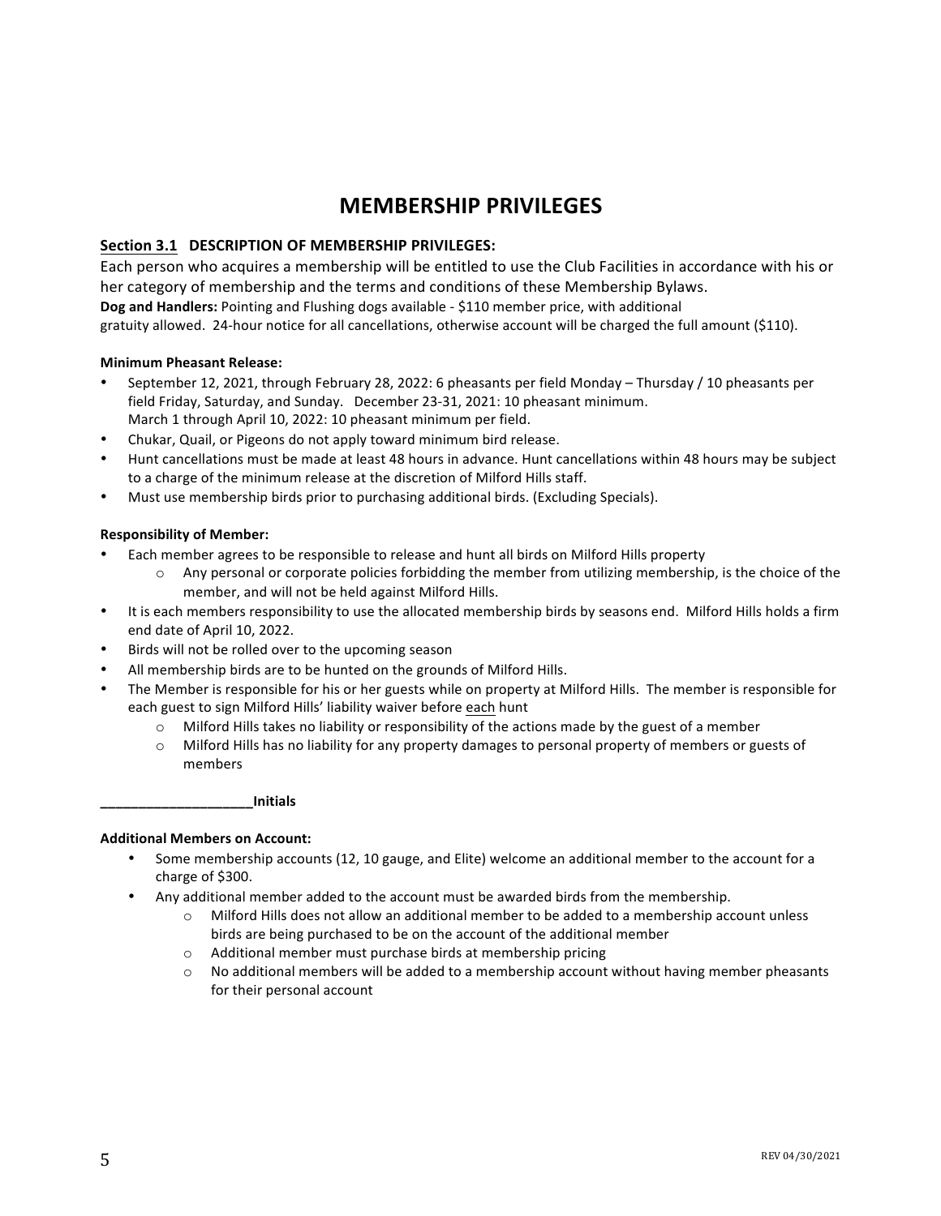# MEMBERSHIP PRIVILEGES

**Section 3.1 DESCRIPTION OF MEMBERSHIP PRIVILEGES:**

Each person who acquires a membership will be entitled to use the Club Facilities in accordance with his or her category of membership and the terms and conditions of these Membership Bylaws.

**Dog and Handlers:** Pointing and Flushing dogs available - $110 member price, with additional gratuity allowed. 24-hour notice for all cancellations, otherwise account will be charged the full amount ($110).

**Minimum Pheasant Release:**

- September 12, 2021, through February 28, 2022: 6 pheasants per field Monday – Thursday / 10 pheasants per field Friday, Saturday, and Sunday. December 23-31, 2021: 10 pheasant minimum. March 1 through April 10, 2022: 10 pheasant minimum per field.
- Chukar, Quail, or Pigeons do not apply toward minimum bird release.
- Hunt cancellations must be made at least 48 hours in advance. Hunt cancellations within 48 hours may be subject to a charge of the minimum release at the discretion of Milford Hills staff.
- Must use membership birds prior to purchasing additional birds. (Excluding Specials).

**Responsibility of Member:**

- Each member agrees to be responsible to release and hunt all birds on Milford Hills property
  - Any personal or corporate policies forbidding the member from utilizing membership, is the choice of the member, and will not be held against Milford Hills.
- It is each members responsibility to use the allocated membership birds by seasons end. Milford Hills holds a firm end date of April 10, 2022.
- Birds will not be rolled over to the upcoming season
- All membership birds are to be hunted on the grounds of Milford Hills.
- The Member is responsible for his or her guests while on property at Milford Hills. The member is responsible for each guest to sign Milford Hills' liability waiver before each hunt
  - Milford Hills takes no liability or responsibility of the actions made by the guest of a member
  - Milford Hills has no liability for any property damages to personal property of members or guests of members

**____________________Initials**

**Additional Members on Account:**

- Some membership accounts (12, 10 gauge, and Elite) welcome an additional member to the account for a charge of $300.
- Any additional member added to the account must be awarded birds from the membership.
  - Milford Hills does not allow an additional member to be added to a membership account unless birds are being purchased to be on the account of the additional member
  - Additional member must purchase birds at membership pricing
  - No additional members will be added to a membership account without having member pheasants for their personal account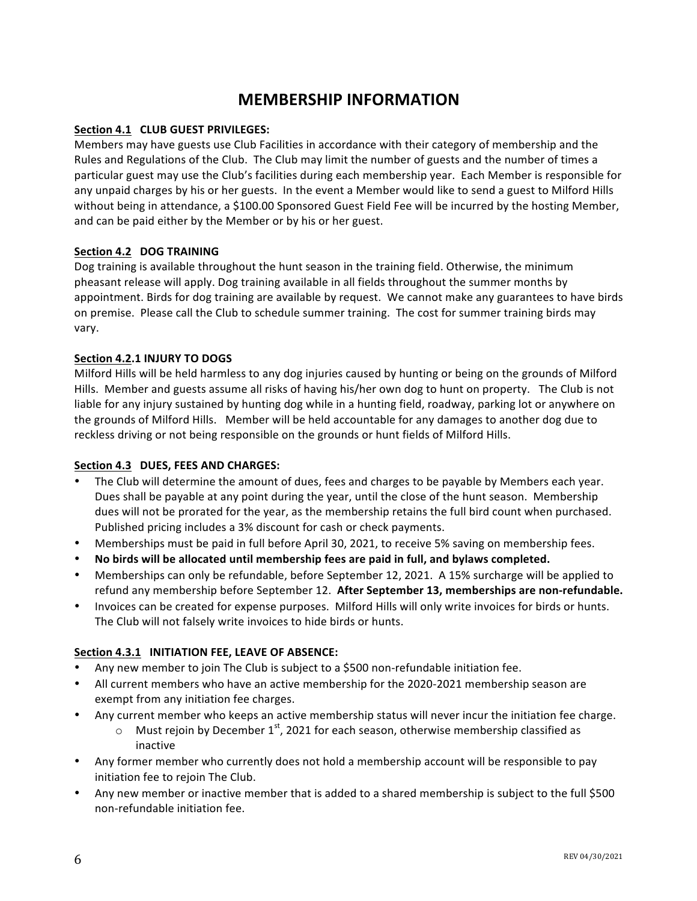# MEMBERSHIP INFORMATION

**Section 4.1 CLUB GUEST PRIVILEGES:**
Members may have guests use Club Facilities in accordance with their category of membership and the Rules and Regulations of the Club. The Club may limit the number of guests and the number of times a particular guest may use the Club's facilities during each membership year. Each Member is responsible for any unpaid charges by his or her guests. In the event a Member would like to send a guest to Milford Hills without being in attendance, a $100.00 Sponsored Guest Field Fee will be incurred by the hosting Member, and can be paid either by the Member or by his or her guest.

**Section 4.2 DOG TRAINING**
Dog training is available throughout the hunt season in the training field. Otherwise, the minimum pheasant release will apply. Dog training available in all fields throughout the summer months by appointment. Birds for dog training are available by request. We cannot make any guarantees to have birds on premise. Please call the Club to schedule summer training. The cost for summer training birds may vary.

**Section 4.2.1 INJURY TO DOGS**
Milford Hills will be held harmless to any dog injuries caused by hunting or being on the grounds of Milford Hills. Member and guests assume all risks of having his/her own dog to hunt on property. The Club is not liable for any injury sustained by hunting dog while in a hunting field, roadway, parking lot or anywhere on the grounds of Milford Hills. Member will be held accountable for any damages to another dog due to reckless driving or not being responsible on the grounds or hunt fields of Milford Hills.

**Section 4.3 DUES, FEES AND CHARGES:**
- The Club will determine the amount of dues, fees and charges to be payable by Members each year. Dues shall be payable at any point during the year, until the close of the hunt season. Membership dues will not be prorated for the year, as the membership retains the full bird count when purchased. Published pricing includes a 3% discount for cash or check payments.
- Memberships must be paid in full before April 30, 2021, to receive 5% saving on membership fees.
- **No birds will be allocated until membership fees are paid in full, and bylaws completed.**
- Memberships can only be refundable, before September 12, 2021. A 15% surcharge will be applied to refund any membership before September 12. **After September 13, memberships are non-refundable.**
- Invoices can be created for expense purposes. Milford Hills will only write invoices for birds or hunts. The Club will not falsely write invoices to hide birds or hunts.

**Section 4.3.1 INITIATION FEE, LEAVE OF ABSENCE:**
- Any new member to join The Club is subject to a $500 non-refundable initiation fee.
- All current members who have an active membership for the 2020-2021 membership season are exempt from any initiation fee charges.
- Any current member who keeps an active membership status will never incur the initiation fee charge.
  - Must rejoin by December 1st, 2021 for each season, otherwise membership classified as inactive
- Any former member who currently does not hold a membership account will be responsible to pay initiation fee to rejoin The Club.
- Any new member or inactive member that is added to a shared membership is subject to the full $500 non-refundable initiation fee.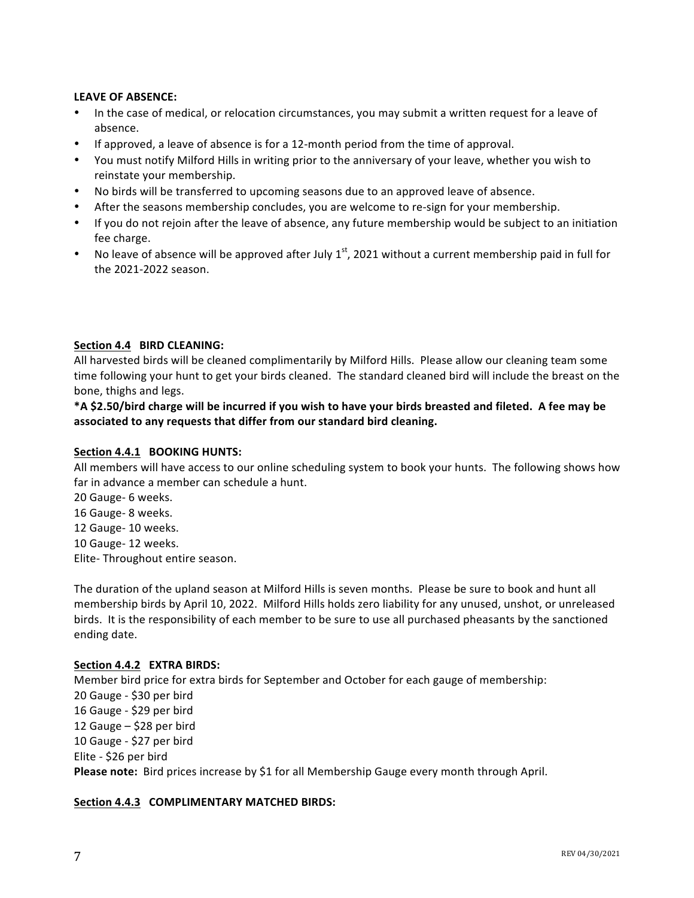**LEAVE OF ABSENCE:**

- In the case of medical, or relocation circumstances, you may submit a written request for a leave of absence.
- If approved, a leave of absence is for a 12-month period from the time of approval.
- You must notify Milford Hills in writing prior to the anniversary of your leave, whether you wish to reinstate your membership.
- No birds will be transferred to upcoming seasons due to an approved leave of absence.
- After the seasons membership concludes, you are welcome to re-sign for your membership.
- If you do not rejoin after the leave of absence, any future membership would be subject to an initiation fee charge.
- No leave of absence will be approved after July 1st, 2021 without a current membership paid in full for the 2021-2022 season.

**Section 4.4 BIRD CLEANING:**

All harvested birds will be cleaned complimentarily by Milford Hills. Please allow our cleaning team some time following your hunt to get your birds cleaned. The standard cleaned bird will include the breast on the bone, thighs and legs.

**\*A $2.50/bird charge will be incurred if you wish to have your birds breasted and fileted. A fee may be associated to any requests that differ from our standard bird cleaning.**

**Section 4.4.1 BOOKING HUNTS:**

All members will have access to our online scheduling system to book your hunts. The following shows how far in advance a member can schedule a hunt.

20 Gauge- 6 weeks.
16 Gauge- 8 weeks.
12 Gauge- 10 weeks.
10 Gauge- 12 weeks.
Elite- Throughout entire season.

The duration of the upland season at Milford Hills is seven months. Please be sure to book and hunt all membership birds by April 10, 2022. Milford Hills holds zero liability for any unused, unshot, or unreleased birds. It is the responsibility of each member to be sure to use all purchased pheasants by the sanctioned ending date.

**Section 4.4.2 EXTRA BIRDS:**

Member bird price for extra birds for September and October for each gauge of membership:

20 Gauge - $30 per bird
16 Gauge - $29 per bird
12 Gauge – $28 per bird
10 Gauge - $27 per bird
Elite - $26 per bird

**Please note:** Bird prices increase by $1 for all Membership Gauge every month through April.

**Section 4.4.3 COMPLIMENTARY MATCHED BIRDS:**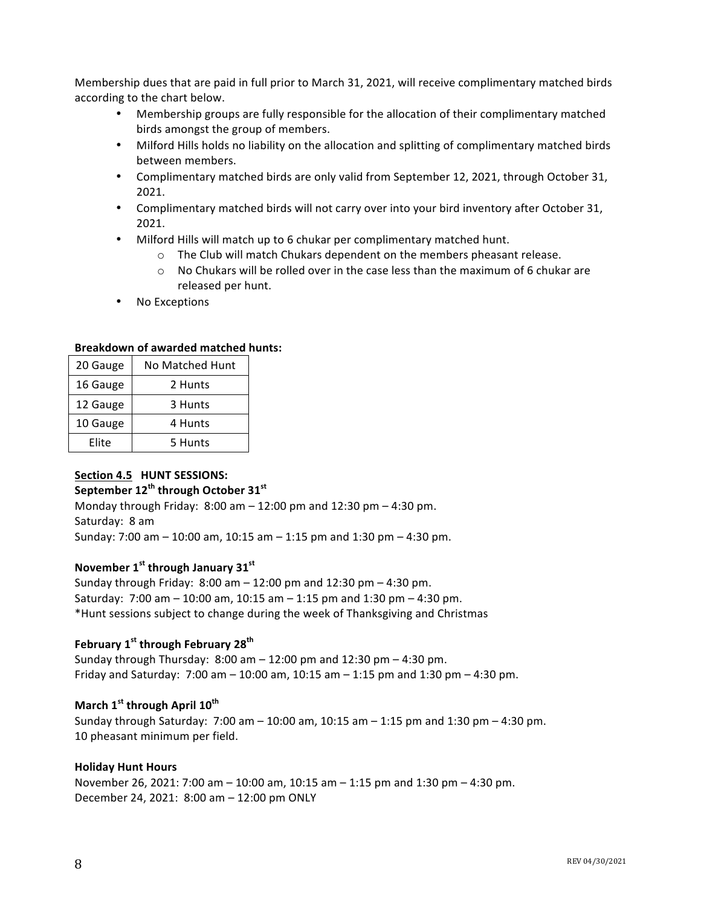Membership dues that are paid in full prior to March 31, 2021, will receive complimentary matched birds according to the chart below.

- Membership groups are fully responsible for the allocation of their complimentary matched birds amongst the group of members.
- Milford Hills holds no liability on the allocation and splitting of complimentary matched birds between members.
- Complimentary matched birds are only valid from September 12, 2021, through October 31, 2021.
- Complimentary matched birds will not carry over into your bird inventory after October 31, 2021.
- Milford Hills will match up to 6 chukar per complimentary matched hunt.
    - The Club will match Chukars dependent on the members pheasant release.
    - No Chukars will be rolled over in the case less than the maximum of 6 chukar are released per hunt.
- No Exceptions

**Breakdown of awarded matched hunts:**

| | |
|---|---|
| 20 Gauge | No Matched Hunt |
| 16 Gauge | 2 Hunts |
| 12 Gauge | 3 Hunts |
| 10 Gauge | 4 Hunts |
| Elite | 5 Hunts |

**Section 4.5 HUNT SESSIONS:**

**September 12th through October 31st**

Monday through Friday: 8:00 am – 12:00 pm and 12:30 pm – 4:30 pm.
Saturday: 8 am
Sunday: 7:00 am – 10:00 am, 10:15 am – 1:15 pm and 1:30 pm – 4:30 pm.

**November 1st through January 31st**

Sunday through Friday: 8:00 am – 12:00 pm and 12:30 pm – 4:30 pm.
Saturday: 7:00 am – 10:00 am, 10:15 am – 1:15 pm and 1:30 pm – 4:30 pm.
*Hunt sessions subject to change during the week of Thanksgiving and Christmas

**February 1st through February 28th**

Sunday through Thursday: 8:00 am – 12:00 pm and 12:30 pm – 4:30 pm.
Friday and Saturday: 7:00 am – 10:00 am, 10:15 am – 1:15 pm and 1:30 pm – 4:30 pm.

**March 1st through April 10th**

Sunday through Saturday: 7:00 am – 10:00 am, 10:15 am – 1:15 pm and 1:30 pm – 4:30 pm.
10 pheasant minimum per field.

**Holiday Hunt Hours**

November 26, 2021: 7:00 am – 10:00 am, 10:15 am – 1:15 pm and 1:30 pm – 4:30 pm.
December 24, 2021: 8:00 am – 12:00 pm ONLY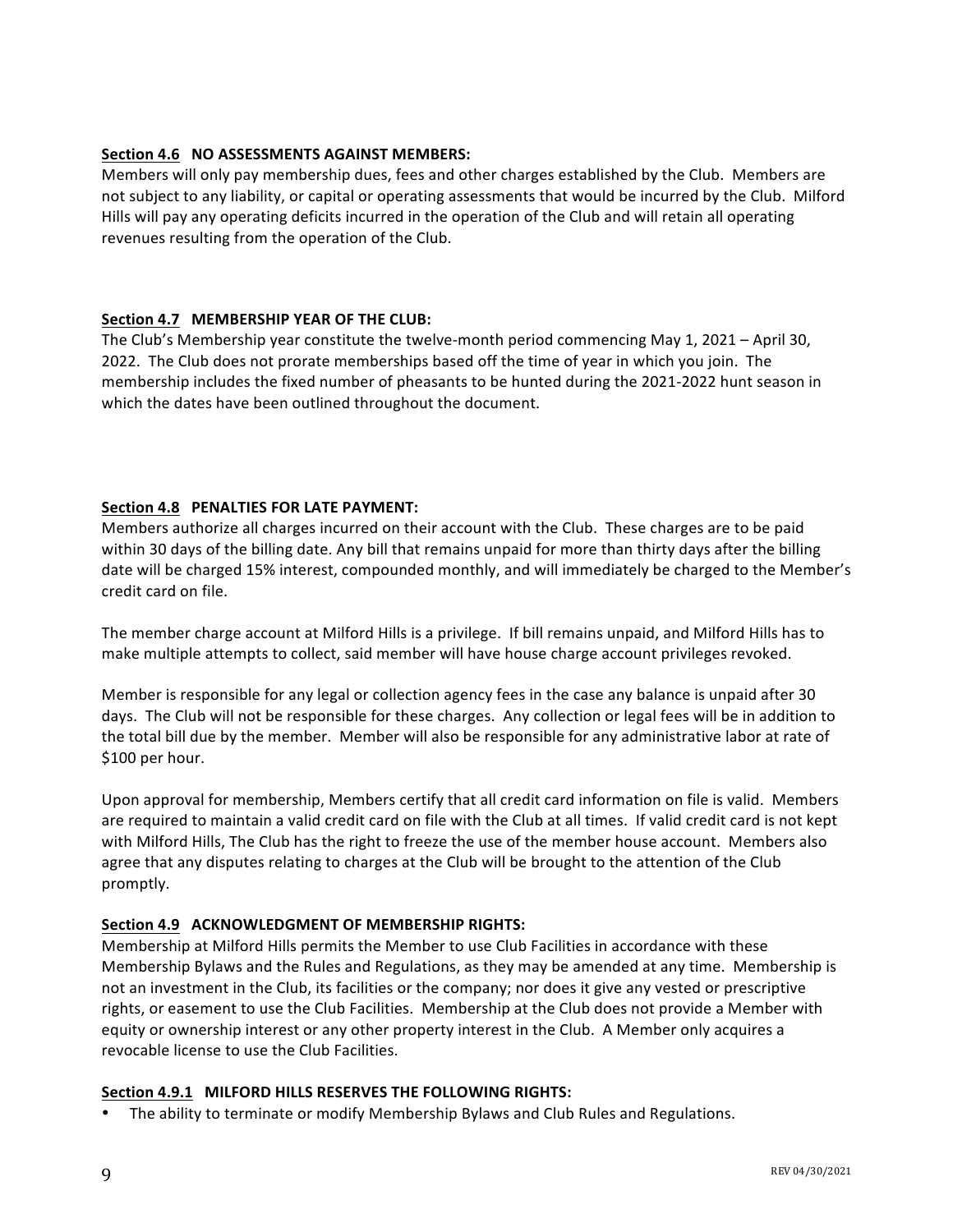**<u>Section 4.6</u> NO ASSESSMENTS AGAINST MEMBERS:**

Members will only pay membership dues, fees and other charges established by the Club. Members are not subject to any liability, or capital or operating assessments that would be incurred by the Club. Milford Hills will pay any operating deficits incurred in the operation of the Club and will retain all operating revenues resulting from the operation of the Club.

**<u>Section 4.7</u> MEMBERSHIP YEAR OF THE CLUB:**

The Club's Membership year constitute the twelve-month period commencing May 1, 2021 – April 30, 2022. The Club does not prorate memberships based off the time of year in which you join. The membership includes the fixed number of pheasants to be hunted during the 2021-2022 hunt season in which the dates have been outlined throughout the document.

**<u>Section 4.8</u> PENALTIES FOR LATE PAYMENT:**

Members authorize all charges incurred on their account with the Club. These charges are to be paid within 30 days of the billing date. Any bill that remains unpaid for more than thirty days after the billing date will be charged 15% interest, compounded monthly, and will immediately be charged to the Member's credit card on file.

The member charge account at Milford Hills is a privilege. If bill remains unpaid, and Milford Hills has to make multiple attempts to collect, said member will have house charge account privileges revoked.

Member is responsible for any legal or collection agency fees in the case any balance is unpaid after 30 days. The Club will not be responsible for these charges. Any collection or legal fees will be in addition to the total bill due by the member. Member will also be responsible for any administrative labor at rate of $100 per hour.

Upon approval for membership, Members certify that all credit card information on file is valid. Members are required to maintain a valid credit card on file with the Club at all times. If valid credit card is not kept with Milford Hills, The Club has the right to freeze the use of the member house account. Members also agree that any disputes relating to charges at the Club will be brought to the attention of the Club promptly.

**<u>Section 4.9</u> ACKNOWLEDGMENT OF MEMBERSHIP RIGHTS:**

Membership at Milford Hills permits the Member to use Club Facilities in accordance with these Membership Bylaws and the Rules and Regulations, as they may be amended at any time. Membership is not an investment in the Club, its facilities or the company; nor does it give any vested or prescriptive rights, or easement to use the Club Facilities. Membership at the Club does not provide a Member with equity or ownership interest or any other property interest in the Club. A Member only acquires a revocable license to use the Club Facilities.

**<u>Section 4.9.1</u> MILFORD HILLS RESERVES THE FOLLOWING RIGHTS:**

- The ability to terminate or modify Membership Bylaws and Club Rules and Regulations.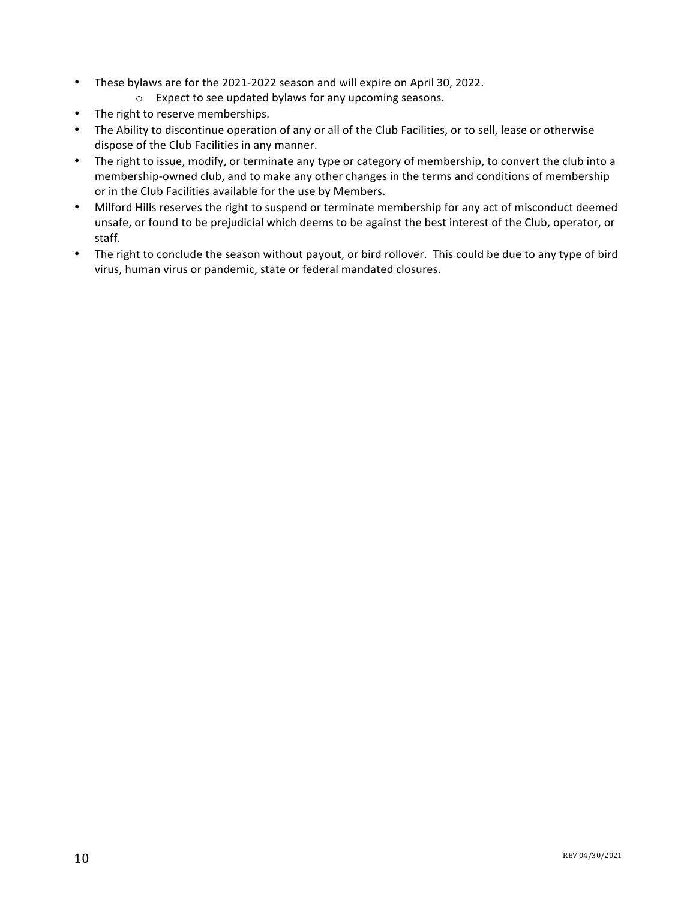- These bylaws are for the 2021-2022 season and will expire on April 30, 2022.
    - Expect to see updated bylaws for any upcoming seasons.
- The right to reserve memberships.
- The Ability to discontinue operation of any or all of the Club Facilities, or to sell, lease or otherwise dispose of the Club Facilities in any manner.
- The right to issue, modify, or terminate any type or category of membership, to convert the club into a membership-owned club, and to make any other changes in the terms and conditions of membership or in the Club Facilities available for the use by Members.
- Milford Hills reserves the right to suspend or terminate membership for any act of misconduct deemed unsafe, or found to be prejudicial which deems to be against the best interest of the Club, operator, or staff.
- The right to conclude the season without payout, or bird rollover. This could be due to any type of bird virus, human virus or pandemic, state or federal mandated closures.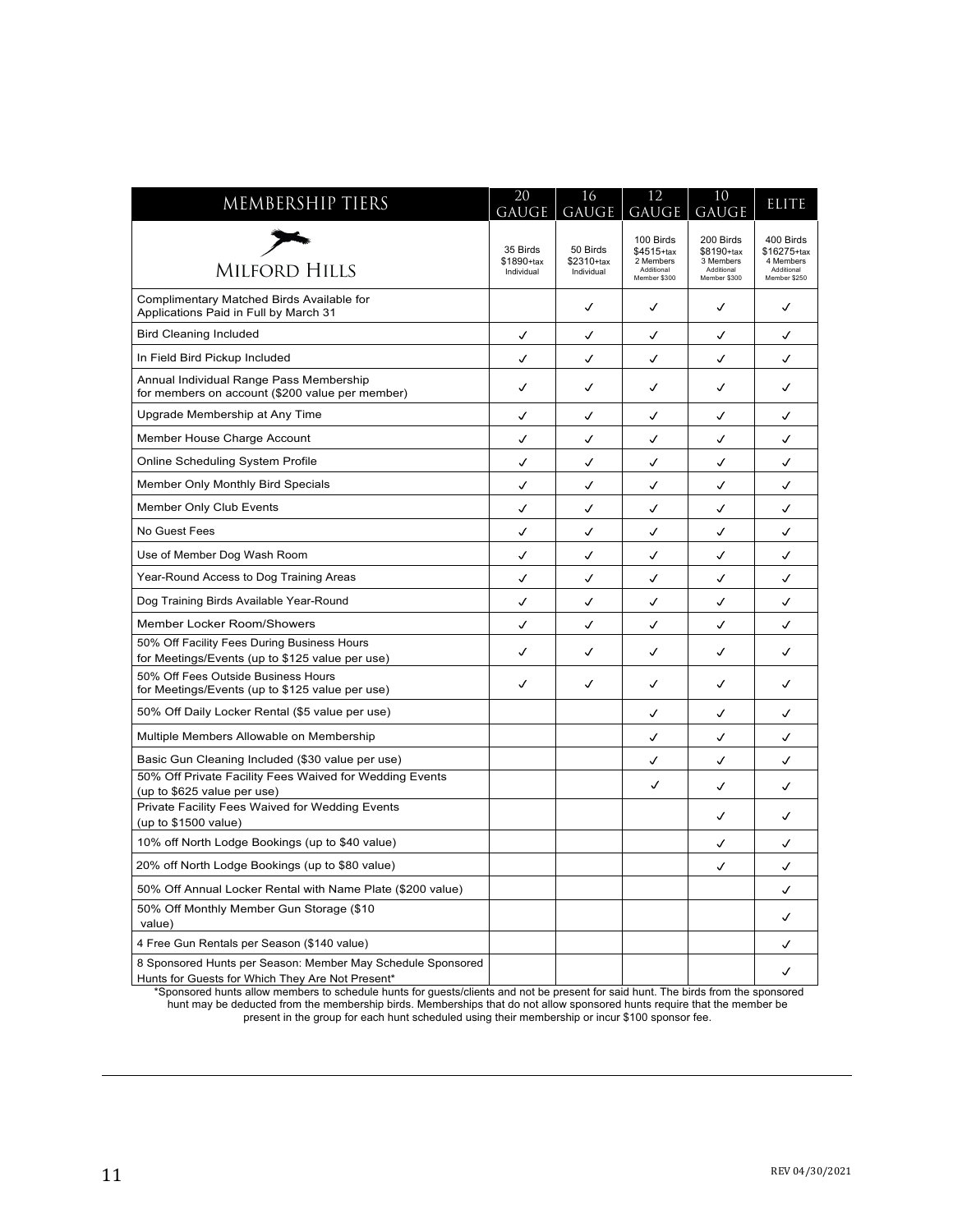| MEMBERSHIP TIERS | 20 GAUGE | 16 GAUGE | 12 GAUGE | 10 GAUGE | ELITE |
|---|---|---|---|---|---|
| MILFORD HILLS | 35 Birds $1890+tax Individual | 50 Birds $2310+tax Individual | 100 Birds $4515+tax 2 Members Additional Member $300 | 200 Birds $8190+tax 3 Members Additional Member $300 | 400 Birds $16275+tax 4 Members Additional Member $250 |
| Complimentary Matched Birds Available for Applications Paid in Full by March 31 | | ✓ | ✓ | ✓ | ✓ |
| Bird Cleaning Included | ✓ | ✓ | ✓ | ✓ | ✓ |
| In Field Bird Pickup Included | ✓ | ✓ | ✓ | ✓ | ✓ |
| Annual Individual Range Pass Membership for members on account ($200 value per member) | ✓ | ✓ | ✓ | ✓ | ✓ |
| Upgrade Membership at Any Time | ✓ | ✓ | ✓ | ✓ | ✓ |
| Member House Charge Account | ✓ | ✓ | ✓ | ✓ | ✓ |
| Online Scheduling System Profile | ✓ | ✓ | ✓ | ✓ | ✓ |
| Member Only Monthly Bird Specials | ✓ | ✓ | ✓ | ✓ | ✓ |
| Member Only Club Events | ✓ | ✓ | ✓ | ✓ | ✓ |
| No Guest Fees | ✓ | ✓ | ✓ | ✓ | ✓ |
| Use of Member Dog Wash Room | ✓ | ✓ | ✓ | ✓ | ✓ |
| Year-Round Access to Dog Training Areas | ✓ | ✓ | ✓ | ✓ | ✓ |
| Dog Training Birds Available Year-Round | ✓ | ✓ | ✓ | ✓ | ✓ |
| Member Locker Room/Showers | ✓ | ✓ | ✓ | ✓ | ✓ |
| 50% Off Facility Fees During Business Hours for Meetings/Events (up to $125 value per use) | ✓ | ✓ | ✓ | ✓ | ✓ |
| 50% Off Fees Outside Business Hours for Meetings/Events (up to $125 value per use) | ✓ | ✓ | ✓ | ✓ | ✓ |
| 50% Off Daily Locker Rental ($5 value per use) | | | ✓ | ✓ | ✓ |
| Multiple Members Allowable on Membership | | | ✓ | ✓ | ✓ |
| Basic Gun Cleaning Included ($30 value per use) | | | ✓ | ✓ | ✓ |
| 50% Off Private Facility Fees Waived for Wedding Events (up to $625 value per use) | | | ✓ | ✓ | ✓ |
| Private Facility Fees Waived for Wedding Events (up to $1500 value) | | | | ✓ | ✓ |
| 10% off North Lodge Bookings (up to $40 value) | | | | ✓ | ✓ |
| 20% off North Lodge Bookings (up to $80 value) | | | | ✓ | ✓ |
| 50% Off Annual Locker Rental with Name Plate ($200 value) | | | | | ✓ |
| 50% Off Monthly Member Gun Storage ($10 value) | | | | | ✓ |
| 4 Free Gun Rentals per Season ($140 value) | | | | | ✓ |
| 8 Sponsored Hunts per Season: Member May Schedule Sponsored Hunts for Guests for Which They Are Not Present* | | | | | ✓ |

*Sponsored hunts allow members to schedule hunts for guests/clients and not be present for said hunt. The birds from the sponsored hunt may be deducted from the membership birds. Memberships that do not allow sponsored hunts require that the member be present in the group for each hunt scheduled using their membership or incur $100 sponsor fee.

REV 04/30/2021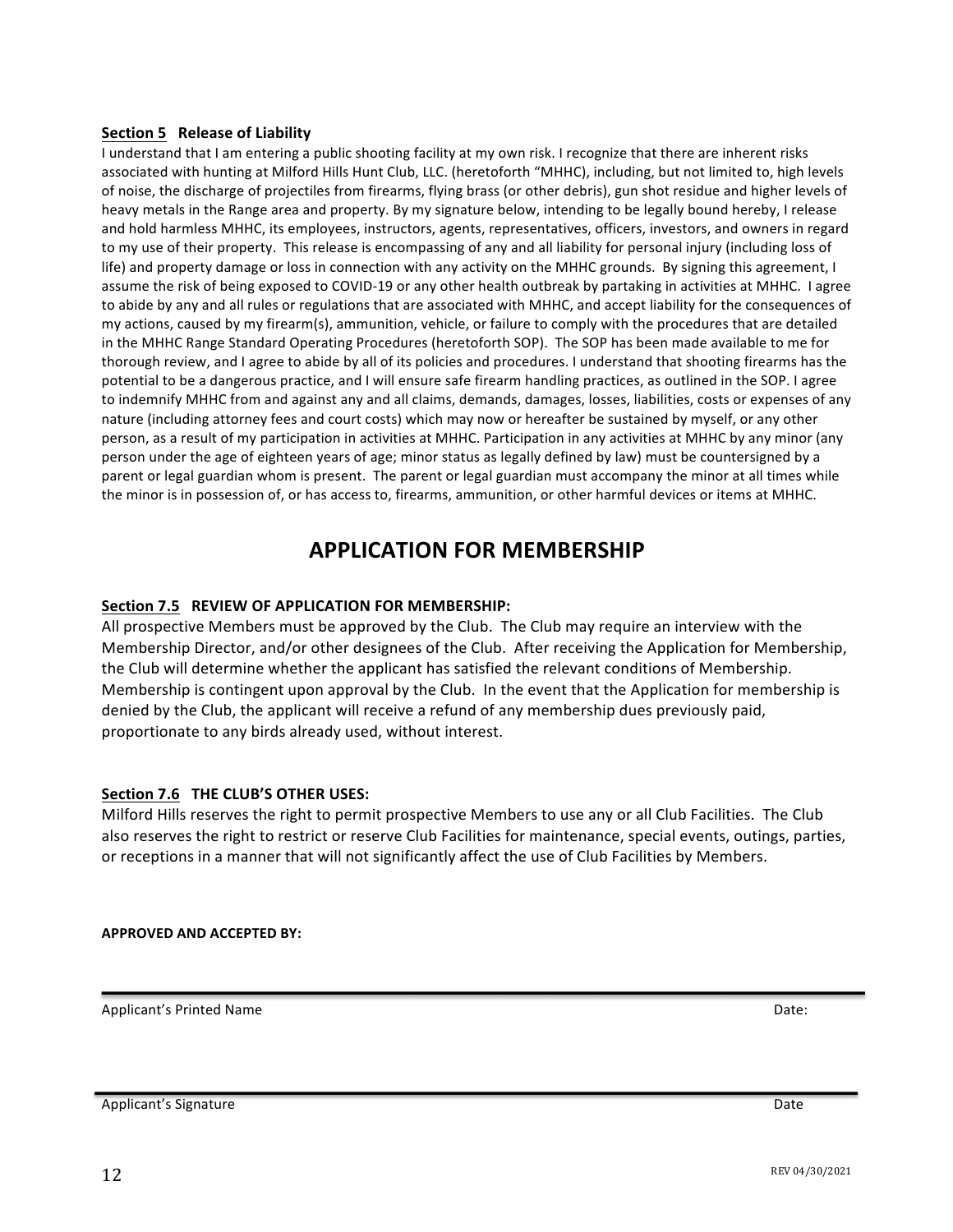**Section 5 Release of Liability**

I understand that I am entering a public shooting facility at my own risk. I recognize that there are inherent risks associated with hunting at Milford Hills Hunt Club, LLC. (heretoforth "MHHC), including, but not limited to, high levels of noise, the discharge of projectiles from firearms, flying brass (or other debris), gun shot residue and higher levels of heavy metals in the Range area and property. By my signature below, intending to be legally bound hereby, I release and hold harmless MHHC, its employees, instructors, agents, representatives, officers, investors, and owners in regard to my use of their property. This release is encompassing of any and all liability for personal injury (including loss of life) and property damage or loss in connection with any activity on the MHHC grounds. By signing this agreement, I assume the risk of being exposed to COVID-19 or any other health outbreak by partaking in activities at MHHC. I agree to abide by any and all rules or regulations that are associated with MHHC, and accept liability for the consequences of my actions, caused by my firearm(s), ammunition, vehicle, or failure to comply with the procedures that are detailed in the MHHC Range Standard Operating Procedures (heretoforth SOP). The SOP has been made available to me for thorough review, and I agree to abide by all of its policies and procedures. I understand that shooting firearms has the potential to be a dangerous practice, and I will ensure safe firearm handling practices, as outlined in the SOP. I agree to indemnify MHHC from and against any and all claims, demands, damages, losses, liabilities, costs or expenses of any nature (including attorney fees and court costs) which may now or hereafter be sustained by myself, or any other person, as a result of my participation in activities at MHHC. Participation in any activities at MHHC by any minor (any person under the age of eighteen years of age; minor status as legally defined by law) must be countersigned by a parent or legal guardian whom is present. The parent or legal guardian must accompany the minor at all times while the minor is in possession of, or has access to, firearms, ammunition, or other harmful devices or items at MHHC.

# APPLICATION FOR MEMBERSHIP

**Section 7.5 REVIEW OF APPLICATION FOR MEMBERSHIP:**

All prospective Members must be approved by the Club. The Club may require an interview with the Membership Director, and/or other designees of the Club. After receiving the Application for Membership, the Club will determine whether the applicant has satisfied the relevant conditions of Membership. Membership is contingent upon approval by the Club. In the event that the Application for membership is denied by the Club, the applicant will receive a refund of any membership dues previously paid, proportionate to any birds already used, without interest.

**Section 7.6 THE CLUB'S OTHER USES:**

Milford Hills reserves the right to permit prospective Members to use any or all Club Facilities. The Club also reserves the right to restrict or reserve Club Facilities for maintenance, special events, outings, parties, or receptions in a manner that will not significantly affect the use of Club Facilities by Members.

**APPROVED AND ACCEPTED BY:**

_______________________________________________

Applicant's Printed Name Date:

_______________________________________________

Applicant's Signature Date

REV 04/30/2021